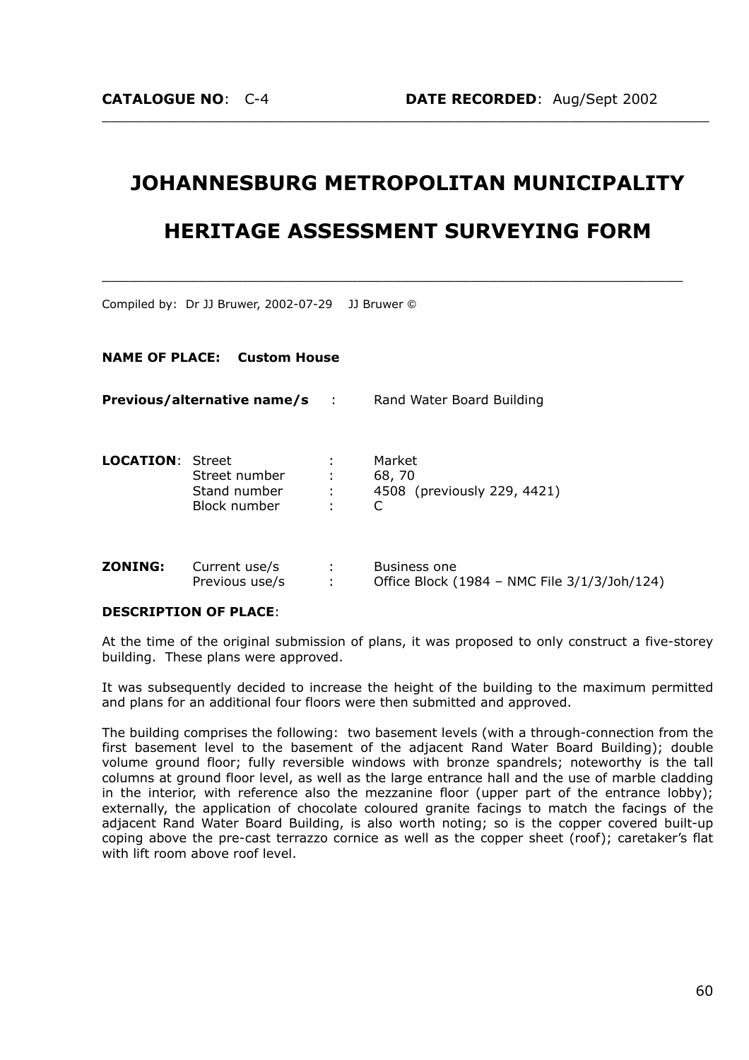**CATALOGUE NO**: C-4 **DATE RECORDED**: Aug/Sept 2002

# JOHANNESBURG METROPOLITAN MUNICIPALITY

# HERITAGE ASSESSMENT SURVEYING FORM

Compiled by: Dr JJ Bruwer, 2002-07-29 JJ Bruwer ©

**NAME OF PLACE: Custom House**

**Previous/alternative name/s** : Rand Water Board Building

**LOCATION**:

| | | |
|---|---|---|
| Street | : | Market |
| Street number | : | 68, 70 |
| Stand number | : | 4508 (previously 229, 4421) |
| Block number | : | C |

**ZONING:**

| | | |
|---|---|---|
| Current use/s | : | Business one |
| Previous use/s | : | Office Block (1984 – NMC File 3/1/3/Joh/124) |

**DESCRIPTION OF PLACE**:

At the time of the original submission of plans, it was proposed to only construct a five-storey building. These plans were approved.

It was subsequently decided to increase the height of the building to the maximum permitted and plans for an additional four floors were then submitted and approved.

The building comprises the following: two basement levels (with a through-connection from the first basement level to the basement of the adjacent Rand Water Board Building); double volume ground floor; fully reversible windows with bronze spandrels; noteworthy is the tall columns at ground floor level, as well as the large entrance hall and the use of marble cladding in the interior, with reference also the mezzanine floor (upper part of the entrance lobby); externally, the application of chocolate coloured granite facings to match the facings of the adjacent Rand Water Board Building, is also worth noting; so is the copper covered built-up coping above the pre-cast terrazzo cornice as well as the copper sheet (roof); caretaker's flat with lift room above roof level.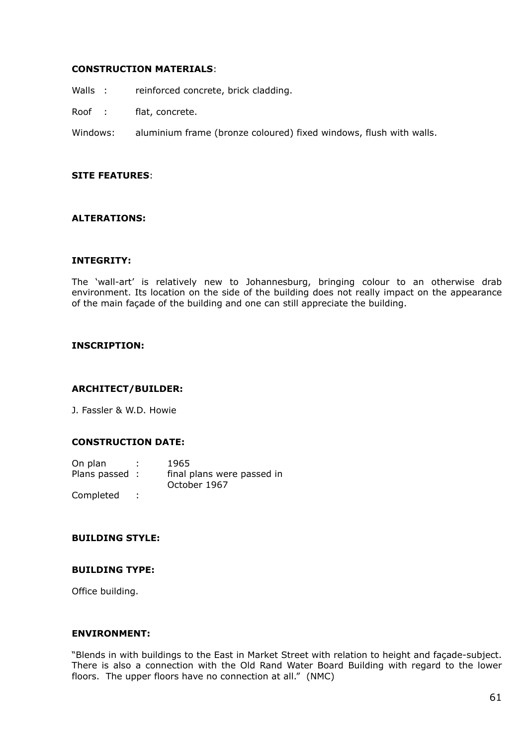**CONSTRUCTION MATERIALS**:

Walls : reinforced concrete, brick cladding.

Roof : flat, concrete.

Windows: aluminium frame (bronze coloured) fixed windows, flush with walls.

**SITE FEATURES**:

**ALTERATIONS:**

**INTEGRITY:**

The 'wall-art' is relatively new to Johannesburg, bringing colour to an otherwise drab environment. Its location on the side of the building does not really impact on the appearance of the main façade of the building and one can still appreciate the building.

**INSCRIPTION:**

**ARCHITECT/BUILDER:**

J. Fassler & W.D. Howie

**CONSTRUCTION DATE:**

On plan : 1965
Plans passed : final plans were passed in October 1967
Completed :

**BUILDING STYLE:**

**BUILDING TYPE:**

Office building.

**ENVIRONMENT:**

"Blends in with buildings to the East in Market Street with relation to height and façade-subject. There is also a connection with the Old Rand Water Board Building with regard to the lower floors. The upper floors have no connection at all." (NMC)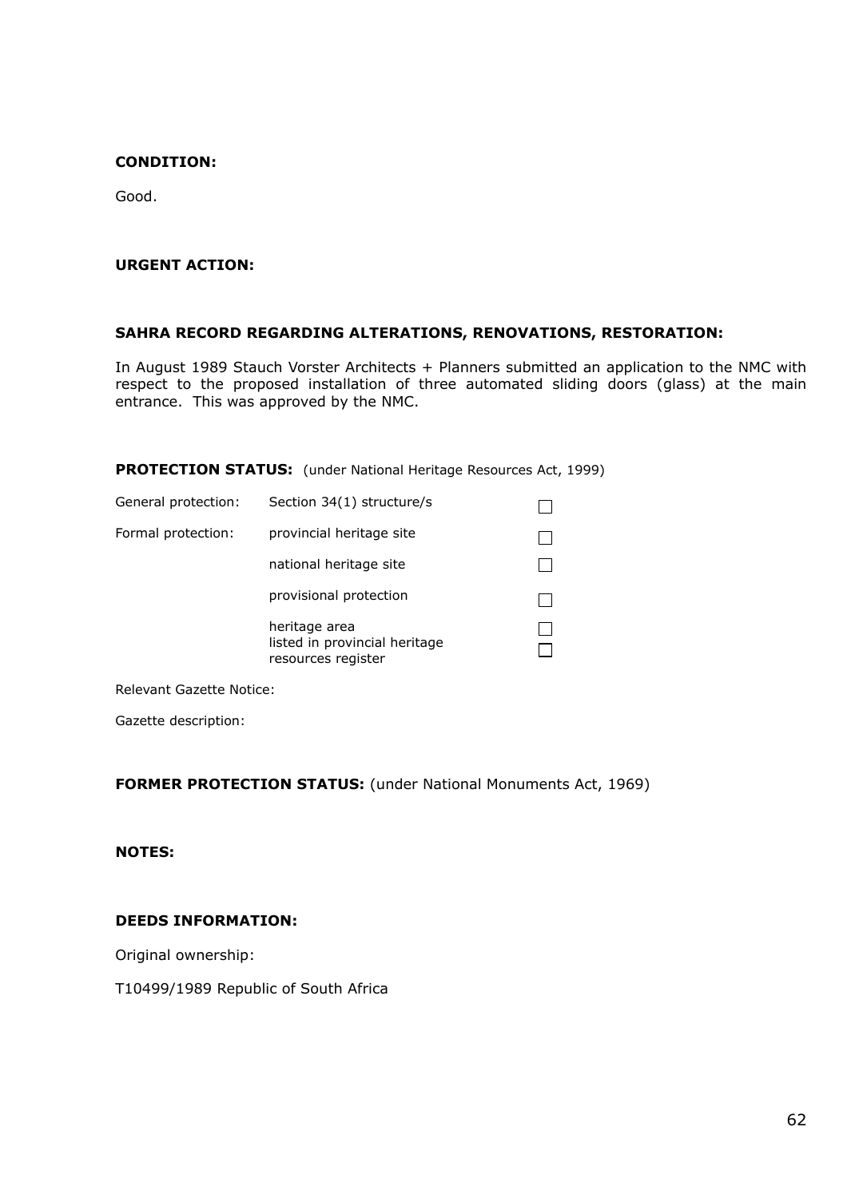**CONDITION:**

Good.

**URGENT ACTION:**

**SAHRA RECORD REGARDING ALTERATIONS, RENOVATIONS, RESTORATION:**

In August 1989 Stauch Vorster Architects + Planners submitted an application to the NMC with respect to the proposed installation of three automated sliding doors (glass) at the main entrance. This was approved by the NMC.

**PROTECTION STATUS:** (under National Heritage Resources Act, 1999)

| | | |
|---|---|---|
| General protection: | Section 34(1) structure/s | ☐ |
| Formal protection: | provincial heritage site | ☐ |
| | national heritage site | ☐ |
| | provisional protection | ☐ |
| | heritage area | ☐ |
| | listed in provincial heritage resources register | ☐ |

Relevant Gazette Notice:

Gazette description:

**FORMER PROTECTION STATUS:** (under National Monuments Act, 1969)

**NOTES:**

**DEEDS INFORMATION:**

Original ownership:

T10499/1989 Republic of South Africa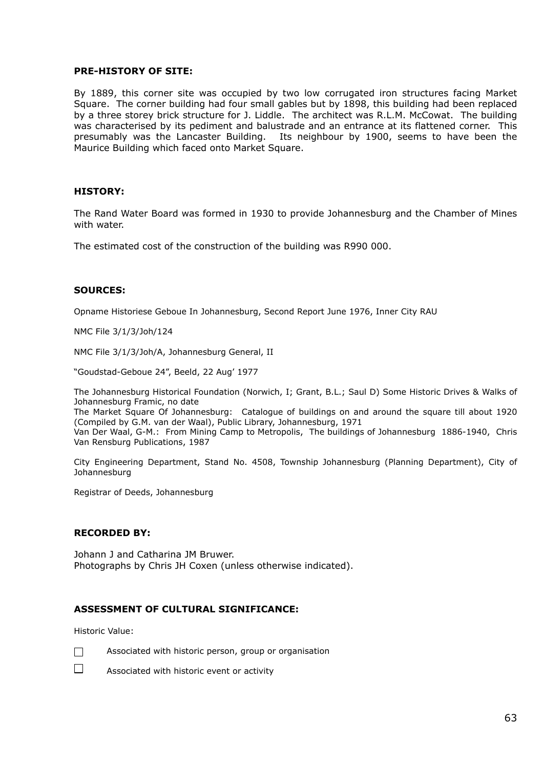## PRE-HISTORY OF SITE:

By 1889, this corner site was occupied by two low corrugated iron structures facing Market Square. The corner building had four small gables but by 1898, this building had been replaced by a three storey brick structure for J. Liddle. The architect was R.L.M. McCowat. The building was characterised by its pediment and balustrade and an entrance at its flattened corner. This presumably was the Lancaster Building. Its neighbour by 1900, seems to have been the Maurice Building which faced onto Market Square.

## HISTORY:

The Rand Water Board was formed in 1930 to provide Johannesburg and the Chamber of Mines with water.

The estimated cost of the construction of the building was R990 000.

## SOURCES:

Opname Historiese Geboue In Johannesburg, Second Report June 1976, Inner City RAU

NMC File 3/1/3/Joh/124

NMC File 3/1/3/Joh/A, Johannesburg General, II

"Goudstad-Geboue 24", Beeld, 22 Aug' 1977

The Johannesburg Historical Foundation (Norwich, I; Grant, B.L.; Saul D) Some Historic Drives & Walks of Johannesburg Framic, no date

The Market Square Of Johannesburg: Catalogue of buildings on and around the square till about 1920 (Compiled by G.M. van der Waal), Public Library, Johannesburg, 1971

Van Der Waal, G-M.: From Mining Camp to Metropolis, The buildings of Johannesburg 1886-1940, Chris Van Rensburg Publications, 1987

City Engineering Department, Stand No. 4508, Township Johannesburg (Planning Department), City of Johannesburg

Registrar of Deeds, Johannesburg

## RECORDED BY:

Johann J and Catharina JM Bruwer.
Photographs by Chris JH Coxen (unless otherwise indicated).

## ASSESSMENT OF CULTURAL SIGNIFICANCE:

Historic Value:

- ☐ Associated with historic person, group or organisation
- ☐ Associated with historic event or activity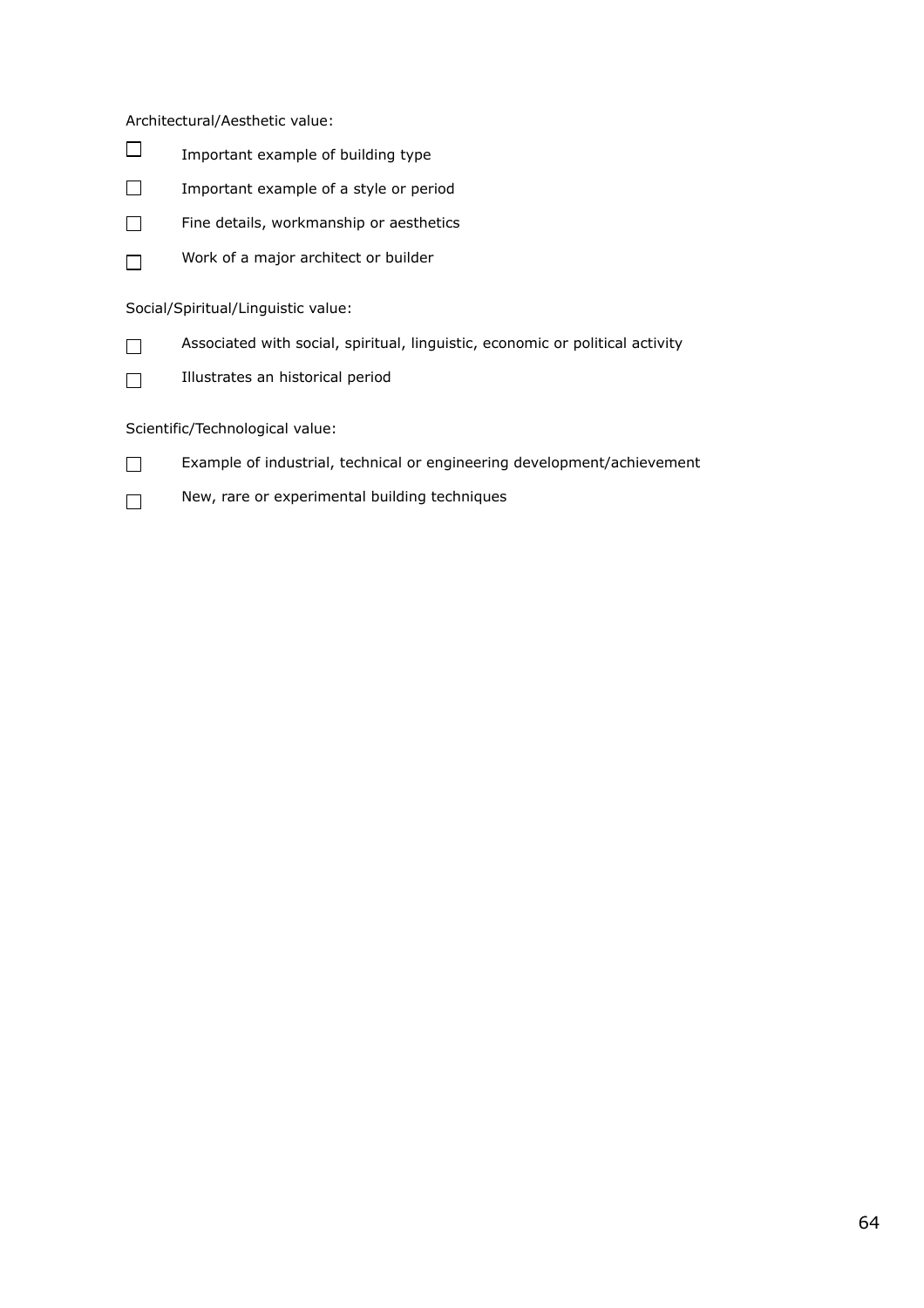Architectural/Aesthetic value:

- ☐ Important example of building type
- ☐ Important example of a style or period
- ☐ Fine details, workmanship or aesthetics
- ☐ Work of a major architect or builder

Social/Spiritual/Linguistic value:

- ☐ Associated with social, spiritual, linguistic, economic or political activity
- ☐ Illustrates an historical period

Scientific/Technological value:

- ☐ Example of industrial, technical or engineering development/achievement
- ☐ New, rare or experimental building techniques